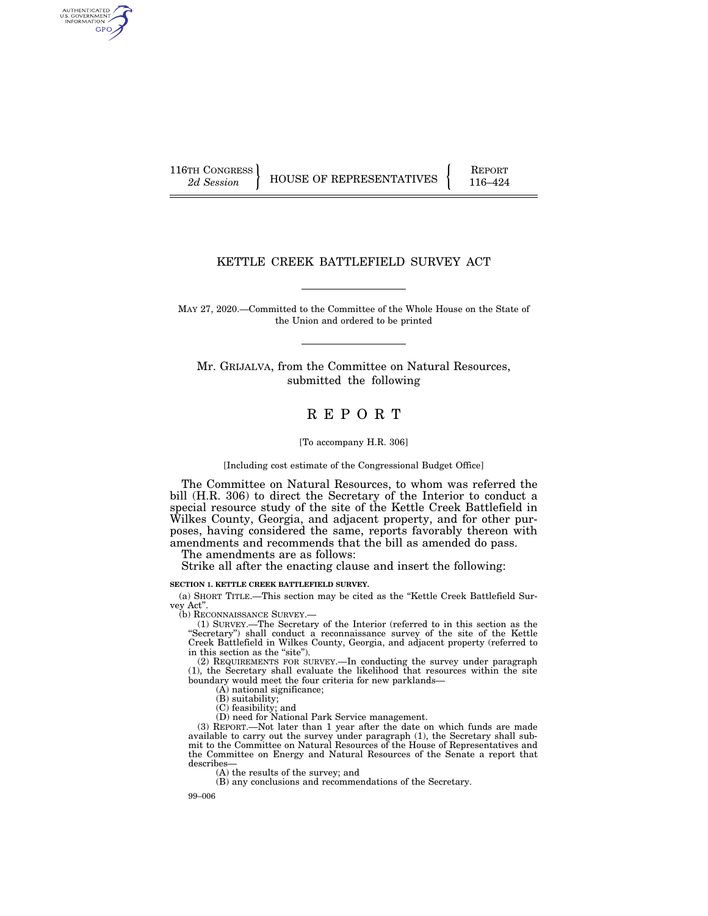116TH CONGRESS
*2d Session*

HOUSE OF REPRESENTATIVES

REPORT
116–424

# KETTLE CREEK BATTLEFIELD SURVEY ACT

MAY 27, 2020.—Committed to the Committee of the Whole House on the State of the Union and ordered to be printed

Mr. GRIJALVA, from the Committee on Natural Resources, submitted the following

# R E P O R T

[To accompany H.R. 306]

[Including cost estimate of the Congressional Budget Office]

The Committee on Natural Resources, to whom was referred the bill (H.R. 306) to direct the Secretary of the Interior to conduct a special resource study of the site of the Kettle Creek Battlefield in Wilkes County, Georgia, and adjacent property, and for other purposes, having considered the same, reports favorably thereon with amendments and recommends that the bill as amended do pass.

The amendments are as follows:

Strike all after the enacting clause and insert the following:

**SECTION 1. KETTLE CREEK BATTLEFIELD SURVEY.**

(a) SHORT TITLE.—This section may be cited as the "Kettle Creek Battlefield Survey Act".

(b) RECONNAISSANCE SURVEY.—

(1) SURVEY.—The Secretary of the Interior (referred to in this section as the "Secretary") shall conduct a reconnaissance survey of the site of the Kettle Creek Battlefield in Wilkes County, Georgia, and adjacent property (referred to in this section as the "site").

(2) REQUIREMENTS FOR SURVEY.—In conducting the survey under paragraph (1), the Secretary shall evaluate the likelihood that resources within the site boundary would meet the four criteria for new parklands—

(A) national significance;

(B) suitability;

(C) feasibility; and

(D) need for National Park Service management.

(3) REPORT.—Not later than 1 year after the date on which funds are made available to carry out the survey under paragraph (1), the Secretary shall submit to the Committee on Natural Resources of the House of Representatives and the Committee on Energy and Natural Resources of the Senate a report that describes—

(A) the results of the survey; and

(B) any conclusions and recommendations of the Secretary.

99–006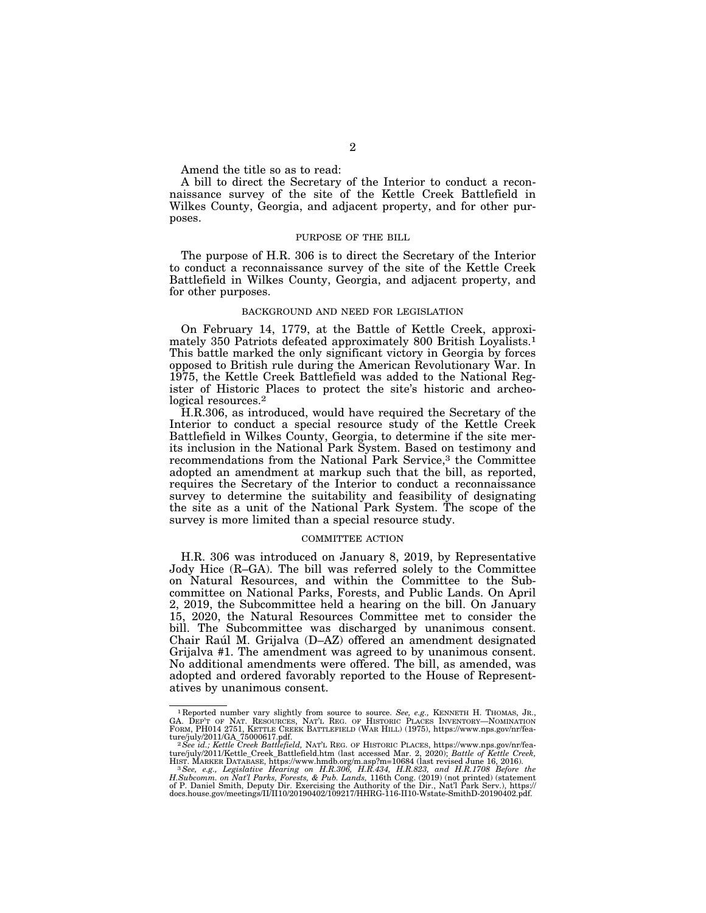Amend the title so as to read:

A bill to direct the Secretary of the Interior to conduct a reconnaissance survey of the site of the Kettle Creek Battlefield in Wilkes County, Georgia, and adjacent property, and for other purposes.

## PURPOSE OF THE BILL

The purpose of H.R. 306 is to direct the Secretary of the Interior to conduct a reconnaissance survey of the site of the Kettle Creek Battlefield in Wilkes County, Georgia, and adjacent property, and for other purposes.

## BACKGROUND AND NEED FOR LEGISLATION

On February 14, 1779, at the Battle of Kettle Creek, approximately 350 Patriots defeated approximately 800 British Loyalists.[1] This battle marked the only significant victory in Georgia by forces opposed to British rule during the American Revolutionary War. In 1975, the Kettle Creek Battlefield was added to the National Register of Historic Places to protect the site's historic and archeological resources.[2]

H.R.306, as introduced, would have required the Secretary of the Interior to conduct a special resource study of the Kettle Creek Battlefield in Wilkes County, Georgia, to determine if the site merits its inclusion in the National Park System. Based on testimony and recommendations from the National Park Service,[3] the Committee adopted an amendment at markup such that the bill, as reported, requires the Secretary of the Interior to conduct a reconnaissance survey to determine the suitability and feasibility of designating the site as a unit of the National Park System. The scope of the survey is more limited than a special resource study.

## COMMITTEE ACTION

H.R. 306 was introduced on January 8, 2019, by Representative Jody Hice (R–GA). The bill was referred solely to the Committee on Natural Resources, and within the Committee to the Subcommittee on National Parks, Forests, and Public Lands. On April 2, 2019, the Subcommittee held a hearing on the bill. On January 15, 2020, the Natural Resources Committee met to consider the bill. The Subcommittee was discharged by unanimous consent. Chair Raúl M. Grijalva (D–AZ) offered an amendment designated Grijalva #1. The amendment was agreed to by unanimous consent. No additional amendments were offered. The bill, as amended, was adopted and ordered favorably reported to the House of Representatives by unanimous consent.

---

[1] Reported number vary slightly from source to source. *See, e.g.,* KENNETH H. THOMAS, JR., GA. DEP'T OF NAT. RESOURCES, NAT'L REG. OF HISTORIC PLACES INVENTORY—NOMINATION FORM, PH014 2751, KETTLE CREEK BATTLEFIELD (WAR HILL) (1975), https://www.nps.gov/nr/feature/july/2011/GA_75000617.pdf.

[2] *See id.; Kettle Creek Battlefield,* NAT'L REG. OF HISTORIC PLACES, https://www.nps.gov/nr/feature/july/2011/Kettle_Creek_Battlefield.htm (last accessed Mar. 2, 2020); *Battle of Kettle Creek,* HIST. MARKER DATABASE, https://www.hmdb.org/m.asp?m=10684 (last revised June 16, 2016).

[3] *See, e.g., Legislative Hearing on H.R.306, H.R.434, H.R.823, and H.R.1708 Before the H.Subcomm. on Nat'l Parks, Forests, & Pub. Lands,* 116th Cong. (2019) (not printed) (statement of P. Daniel Smith, Deputy Dir. Exercising the Authority of the Dir., Nat'l Park Serv.), https://docs.house.gov/meetings/II/II10/20190402/109217/HHRG-116-II10-Wstate-SmithD-20190402.pdf.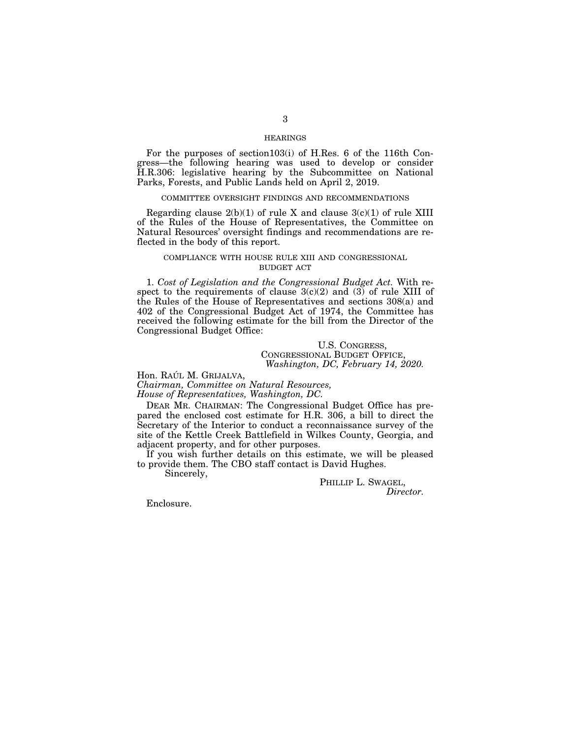## HEARINGS

For the purposes of section103(i) of H.Res. 6 of the 116th Congress—the following hearing was used to develop or consider H.R.306: legislative hearing by the Subcommittee on National Parks, Forests, and Public Lands held on April 2, 2019.

## COMMITTEE OVERSIGHT FINDINGS AND RECOMMENDATIONS

Regarding clause 2(b)(1) of rule X and clause 3(c)(1) of rule XIII of the Rules of the House of Representatives, the Committee on Natural Resources' oversight findings and recommendations are reflected in the body of this report.

## COMPLIANCE WITH HOUSE RULE XIII AND CONGRESSIONAL BUDGET ACT

1. *Cost of Legislation and the Congressional Budget Act.* With respect to the requirements of clause 3(c)(2) and (3) of rule XIII of the Rules of the House of Representatives and sections 308(a) and 402 of the Congressional Budget Act of 1974, the Committee has received the following estimate for the bill from the Director of the Congressional Budget Office:

U.S. CONGRESS,
CONGRESSIONAL BUDGET OFFICE,
*Washington, DC, February 14, 2020.*

Hon. RAÚL M. GRIJALVA,
*Chairman, Committee on Natural Resources,*
*House of Representatives, Washington, DC.*

DEAR MR. CHAIRMAN: The Congressional Budget Office has prepared the enclosed cost estimate for H.R. 306, a bill to direct the Secretary of the Interior to conduct a reconnaissance survey of the site of the Kettle Creek Battlefield in Wilkes County, Georgia, and adjacent property, and for other purposes.

If you wish further details on this estimate, we will be pleased to provide them. The CBO staff contact is David Hughes.

Sincerely,

PHILLIP L. SWAGEL,
*Director.*

Enclosure.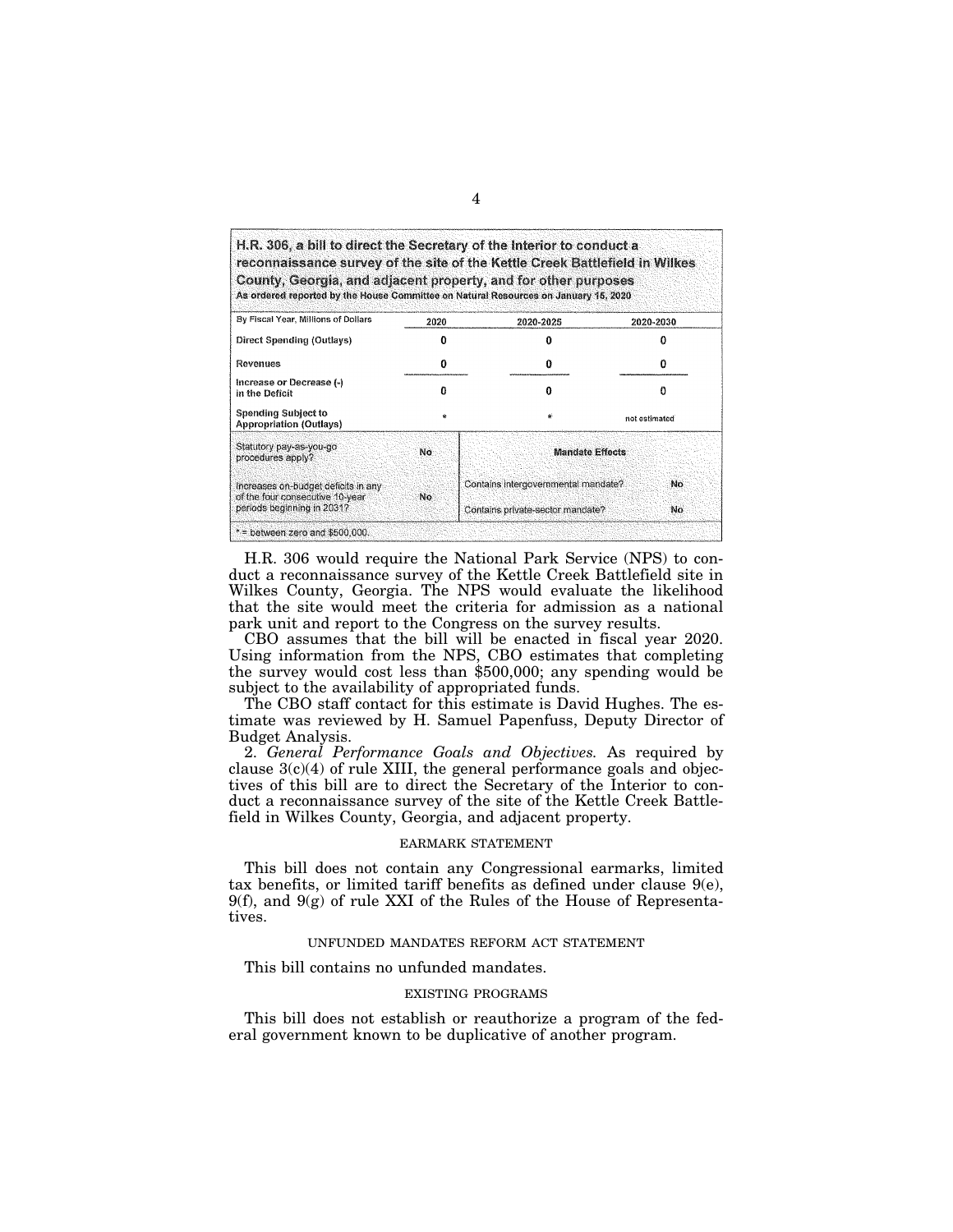**H.R. 306, a bill to direct the Secretary of the Interior to conduct a reconnaissance survey of the site of the Kettle Creek Battlefield in Wilkes County, Georgia, and adjacent property, and for other purposes**
As ordered reported by the House Committee on Natural Resources on January 15, 2020

| By Fiscal Year, Millions of Dollars | 2020 | 2020-2025 | 2020-2030 |
|---|---|---|---|
| Direct Spending (Outlays) | 0 | 0 | 0 |
| Revenues | 0 | 0 | 0 |
| Increase or Decrease (-) in the Deficit | 0 | 0 | 0 |
| Spending Subject to Appropriation (Outlays) | * | * | not estimated |

| | | | |
|---|---|---|---|
| Statutory pay-as-you-go procedures apply? | No | **Mandate Effects** | |
| Increases on-budget deficits in any of the four consecutive 10-year periods beginning in 2031? | No | Contains intergovernmental mandate? | No |
| | | Contains private-sector mandate? | No |

* = between zero and $500,000.

H.R. 306 would require the National Park Service (NPS) to conduct a reconnaissance survey of the Kettle Creek Battlefield site in Wilkes County, Georgia. The NPS would evaluate the likelihood that the site would meet the criteria for admission as a national park unit and report to the Congress on the survey results.

CBO assumes that the bill will be enacted in fiscal year 2020. Using information from the NPS, CBO estimates that completing the survey would cost less than $500,000; any spending would be subject to the availability of appropriated funds.

The CBO staff contact for this estimate is David Hughes. The estimate was reviewed by H. Samuel Papenfuss, Deputy Director of Budget Analysis.

2. *General Performance Goals and Objectives.* As required by clause 3(c)(4) of rule XIII, the general performance goals and objectives of this bill are to direct the Secretary of the Interior to conduct a reconnaissance survey of the site of the Kettle Creek Battlefield in Wilkes County, Georgia, and adjacent property.

## EARMARK STATEMENT

This bill does not contain any Congressional earmarks, limited tax benefits, or limited tariff benefits as defined under clause 9(e), 9(f), and 9(g) of rule XXI of the Rules of the House of Representatives.

## UNFUNDED MANDATES REFORM ACT STATEMENT

This bill contains no unfunded mandates.

## EXISTING PROGRAMS

This bill does not establish or reauthorize a program of the federal government known to be duplicative of another program.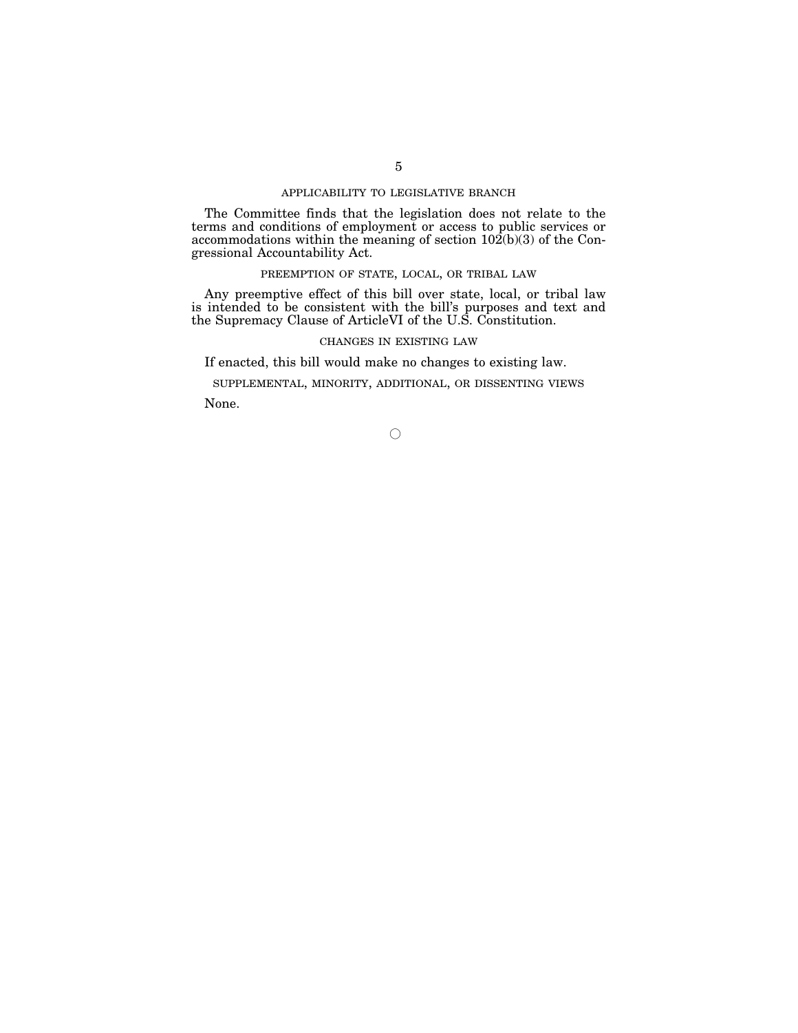## APPLICABILITY TO LEGISLATIVE BRANCH

The Committee finds that the legislation does not relate to the terms and conditions of employment or access to public services or accommodations within the meaning of section 102(b)(3) of the Congressional Accountability Act.

## PREEMPTION OF STATE, LOCAL, OR TRIBAL LAW

Any preemptive effect of this bill over state, local, or tribal law is intended to be consistent with the bill's purposes and text and the Supremacy Clause of ArticleVI of the U.S. Constitution.

## CHANGES IN EXISTING LAW

If enacted, this bill would make no changes to existing law.

## SUPPLEMENTAL, MINORITY, ADDITIONAL, OR DISSENTING VIEWS

None.